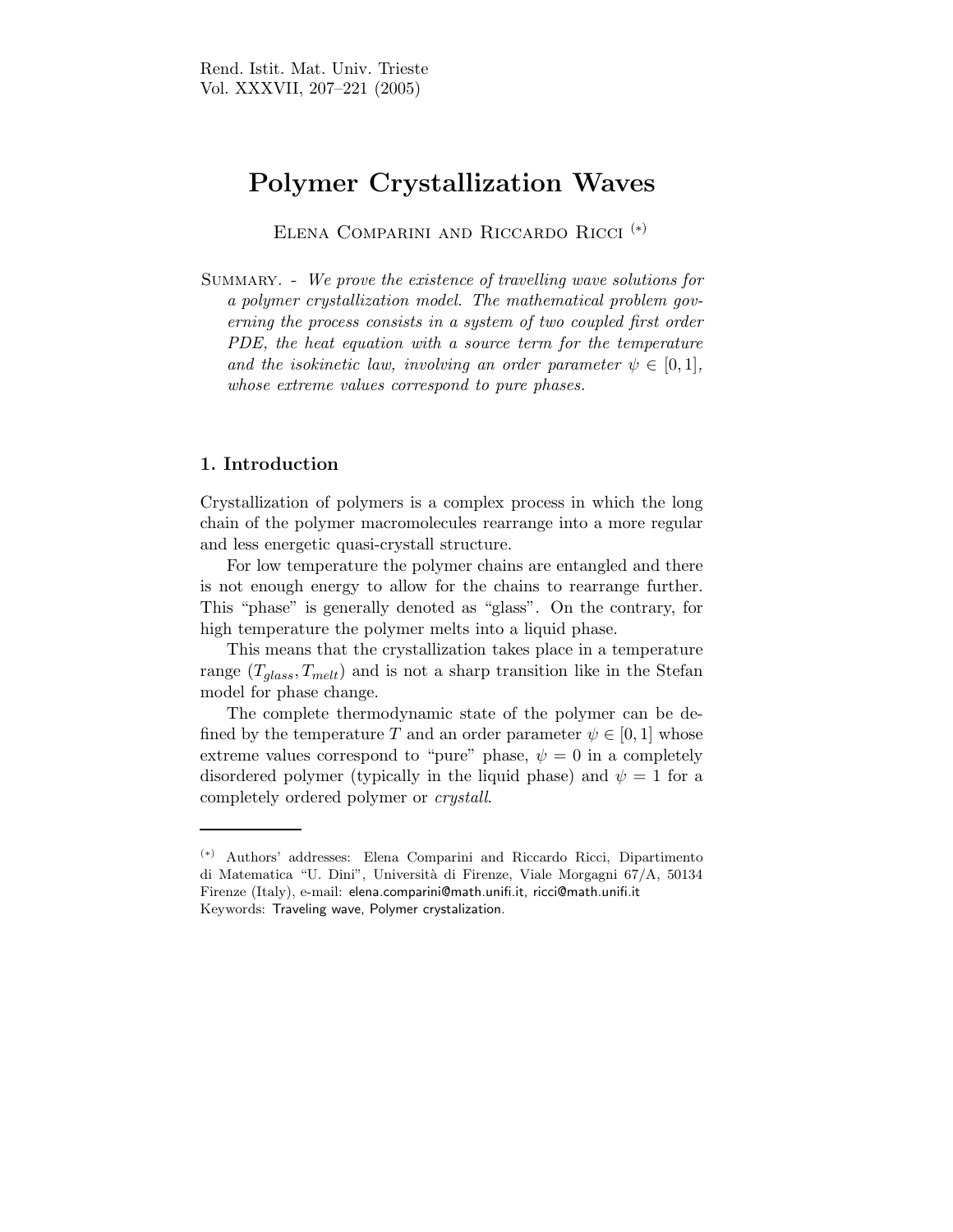# Polymer Crystallization Waves

Elena Comparini and Riccardo Ricci [(*)]

Summary. - *We prove the existence of travelling wave solutions for a polymer crystallization model. The mathematical problem governing the process consists in a system of two coupled first order PDE, the heat equation with a source term for the temperature and the isokinetic law, involving an order parameter $\psi \in [0,1]$, whose extreme values correspond to pure phases.*

## 1. Introduction

Crystallization of polymers is a complex process in which the long chain of the polymer macromolecules rearrange into a more regular and less energetic quasi-crystall structure.

For low temperature the polymer chains are entangled and there is not enough energy to allow for the chains to rearrange further. This "phase" is generally denoted as "glass". On the contrary, for high temperature the polymer melts into a liquid phase.

This means that the crystallization takes place in a temperature range $(T_{glass}, T_{melt})$ and is not a sharp transition like in the Stefan model for phase change.

The complete thermodynamic state of the polymer can be defined by the temperature $T$ and an order parameter $\psi \in [0,1]$ whose extreme values correspond to "pure" phase, $\psi = 0$ in a completely disordered polymer (typically in the liquid phase) and $\psi = 1$ for a completely ordered polymer or *crystall*.

---

(*) Authors' addresses: Elena Comparini and Riccardo Ricci, Dipartimento di Matematica "U. Dini", Università di Firenze, Viale Morgagni 67/A, 50134 Firenze (Italy), e-mail: elena.comparini@math.unifi.it, ricci@math.unifi.it

Keywords: Traveling wave, Polymer crystalization.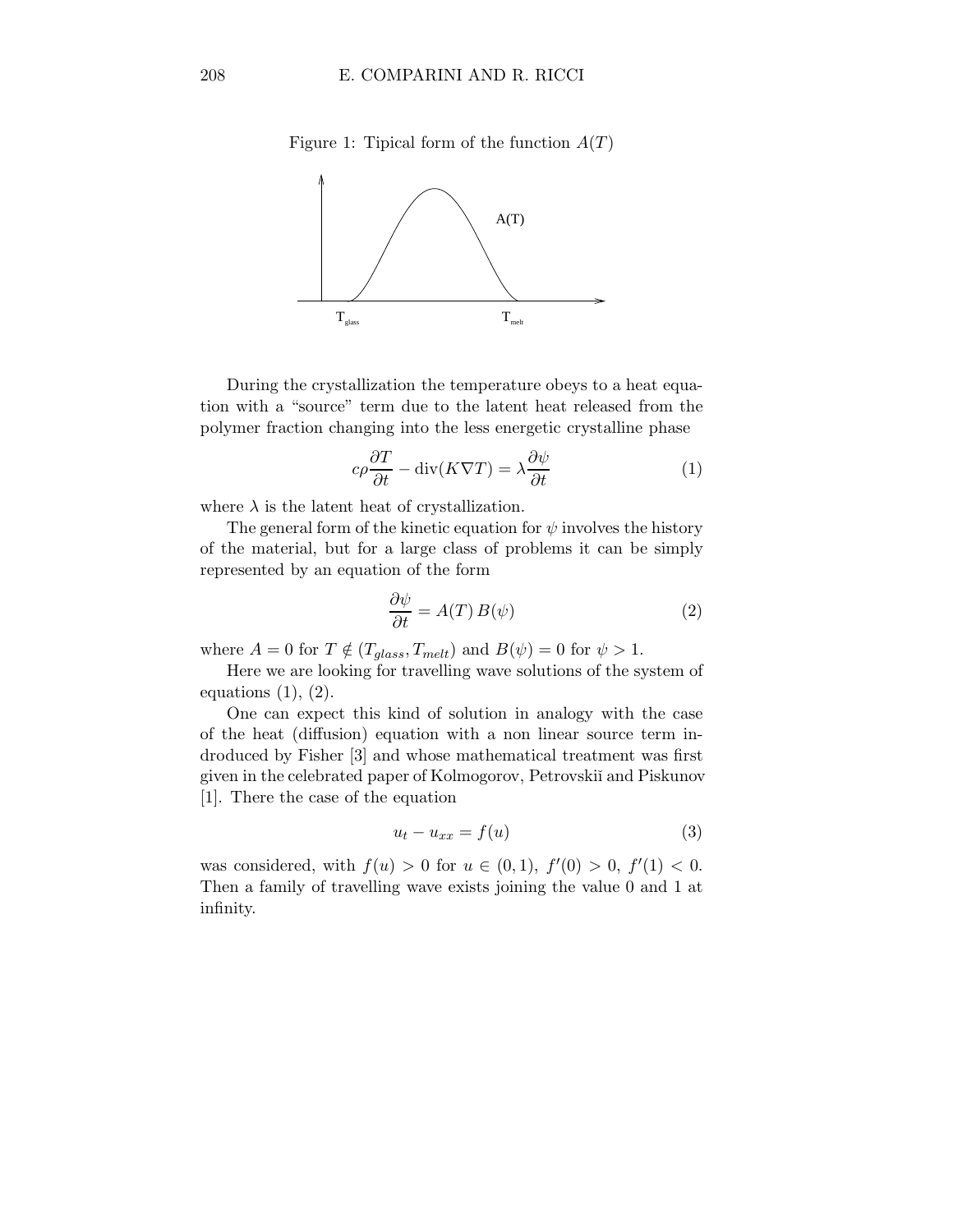Figure 1: Tipical form of the function $A(T)$

During the crystallization the temperature obeys to a heat equation with a "source" term due to the latent heat released from the polymer fraction changing into the less energetic crystalline phase

$$c\rho \frac{\partial T}{\partial t} - \operatorname{div}(K \nabla T) = \lambda \frac{\partial \psi}{\partial t} \tag{1}$$

where $\lambda$ is the latent heat of crystallization.

The general form of the kinetic equation for $\psi$ involves the history of the material, but for a large class of problems it can be simply represented by an equation of the form

$$\frac{\partial \psi}{\partial t} = A(T)\, B(\psi) \tag{2}$$

where $A = 0$ for $T \notin (T_{glass}, T_{melt})$ and $B(\psi) = 0$ for $\psi > 1$.

Here we are looking for travelling wave solutions of the system of equations (1), (2).

One can expect this kind of solution in analogy with the case of the heat (diffusion) equation with a non linear source term indroduced by Fisher [3] and whose mathematical treatment was first given in the celebrated paper of Kolmogorov, Petrovskiĭ and Piskunov [1]. There the case of the equation

$$u_t - u_{xx} = f(u) \tag{3}$$

was considered, with $f(u) > 0$ for $u \in (0, 1)$, $f'(0) > 0$, $f'(1) < 0$. Then a family of travelling wave exists joining the value 0 and 1 at infinity.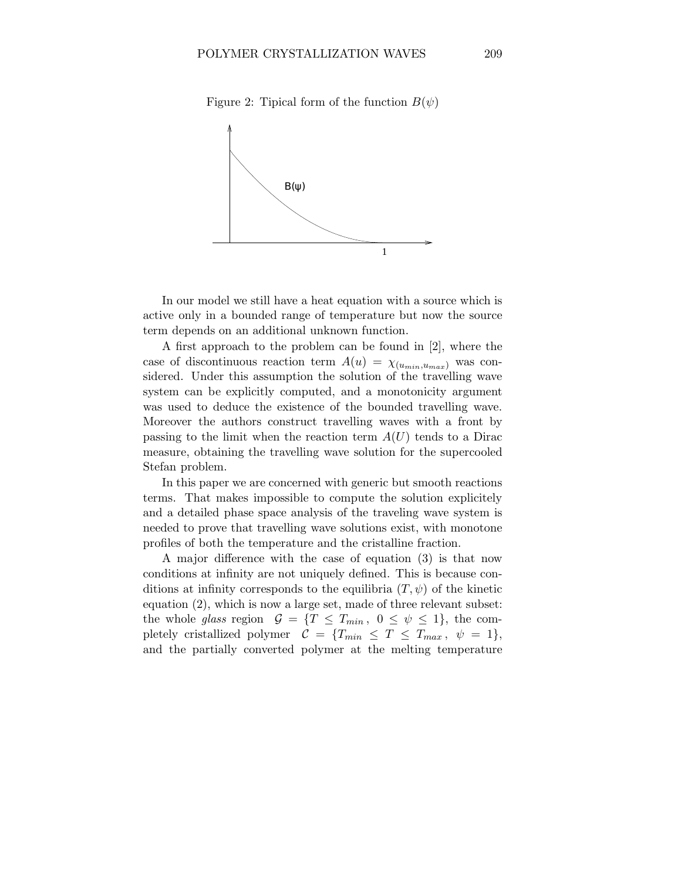Figure 2: Tipical form of the function $B(\psi)$

In our model we still have a heat equation with a source which is active only in a bounded range of temperature but now the source term depends on an additional unknown function.

A first approach to the problem can be found in [2], where the case of discontinuous reaction term $A(u) = \chi_{(u_{min}, u_{max})}$ was considered. Under this assumption the solution of the travelling wave system can be explicitly computed, and a monotonicity argument was used to deduce the existence of the bounded travelling wave. Moreover the authors construct travelling waves with a front by passing to the limit when the reaction term $A(U)$ tends to a Dirac measure, obtaining the travelling wave solution for the supercooled Stefan problem.

In this paper we are concerned with generic but smooth reactions terms. That makes impossible to compute the solution explicitely and a detailed phase space analysis of the traveling wave system is needed to prove that travelling wave solutions exist, with monotone profiles of both the temperature and the cristalline fraction.

A major difference with the case of equation (3) is that now conditions at infinity are not uniquely defined. This is because conditions at infinity corresponds to the equilibria $(T, \psi)$ of the kinetic equation (2), which is now a large set, made of three relevant subset: the whole *glass* region $\mathcal{G} = \{T \leq T_{min}\,,\ 0 \leq \psi \leq 1\}$, the completely cristallized polymer $\mathcal{C} = \{T_{min} \leq T \leq T_{max}\,,\ \psi = 1\}$, and the partially converted polymer at the melting temperature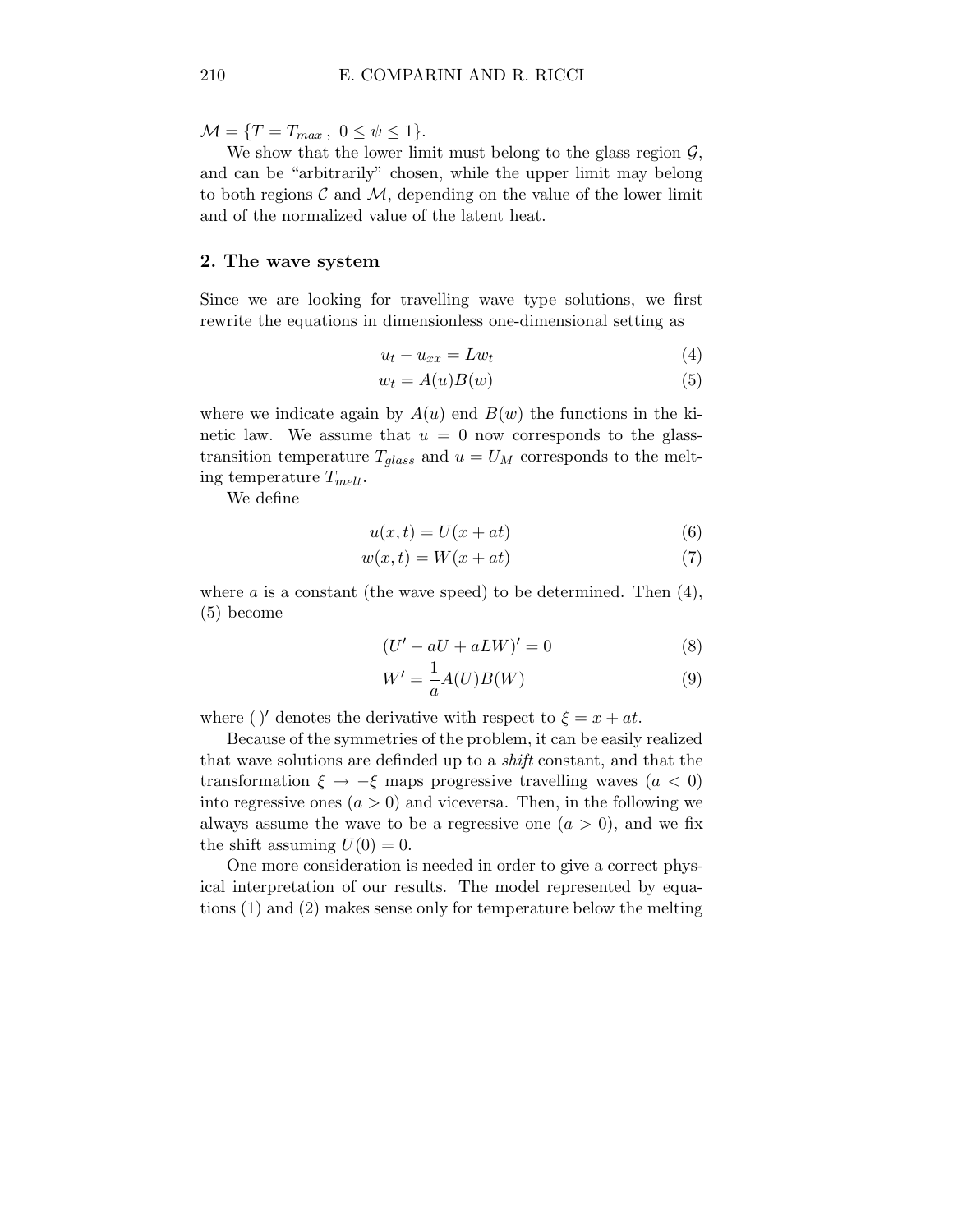$\mathcal{M} = \{T = T_{max}\,,\ 0 \leq \psi \leq 1\}$.

We show that the lower limit must belong to the glass region $\mathcal{G}$, and can be "arbitrarily" chosen, while the upper limit may belong to both regions $\mathcal{C}$ and $\mathcal{M}$, depending on the value of the lower limit and of the normalized value of the latent heat.

## 2. The wave system

Since we are looking for travelling wave type solutions, we first rewrite the equations in dimensionless one-dimensional setting as

$$u_t - u_{xx} = Lw_t \tag{4}$$

$$w_t = A(u)B(w) \tag{5}$$

where we indicate again by $A(u)$ end $B(w)$ the functions in the kinetic law. We assume that $u = 0$ now corresponds to the glass-transition temperature $T_{glass}$ and $u = U_M$ corresponds to the melting temperature $T_{melt}$.

We define

$$u(x,t) = U(x + at) \tag{6}$$

$$w(x,t) = W(x + at) \tag{7}$$

where $a$ is a constant (the wave speed) to be determined. Then (4), (5) become

$$(U' - aU + aLW)' = 0 \tag{8}$$

$$W' = \frac{1}{a}A(U)B(W) \tag{9}$$

where $(\,)'$ denotes the derivative with respect to $\xi = x + at$.

Because of the symmetries of the problem, it can be easily realized that wave solutions are definded up to a *shift* constant, and that the transformation $\xi \to -\xi$ maps progressive travelling waves ($a < 0$) into regressive ones ($a > 0$) and viceversa. Then, in the following we always assume the wave to be a regressive one ($a > 0$), and we fix the shift assuming $U(0) = 0$.

One more consideration is needed in order to give a correct physical interpretation of our results. The model represented by equations (1) and (2) makes sense only for temperature below the melting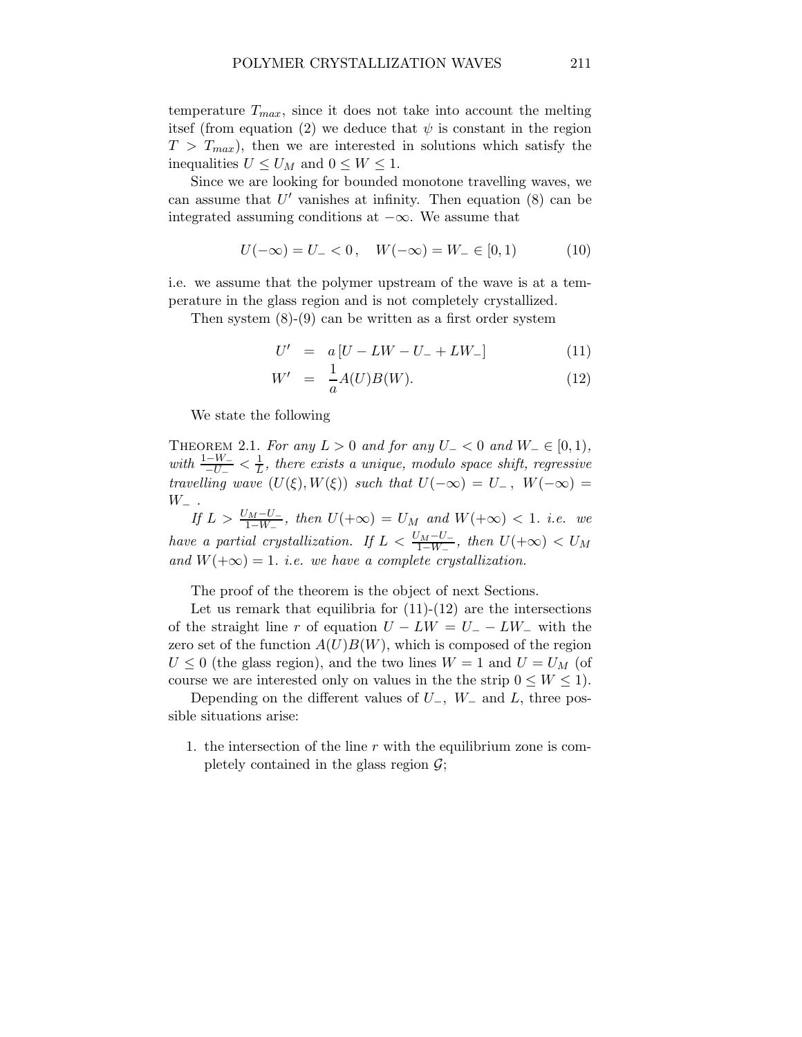temperature $T_{max}$, since it does not take into account the melting itsef (from equation (2) we deduce that $\psi$ is constant in the region $T > T_{max}$), then we are interested in solutions which satisfy the inequalities $U \leq U_M$ and $0 \leq W \leq 1$.

Since we are looking for bounded monotone travelling waves, we can assume that $U'$ vanishes at infinity. Then equation (8) can be integrated assuming conditions at $-\infty$. We assume that

$$U(-\infty) = U_- < 0 \,, \quad W(-\infty) = W_- \in [0, 1) \tag{10}$$

i.e. we assume that the polymer upstream of the wave is at a temperature in the glass region and is not completely crystallized.

Then system (8)-(9) can be written as a first order system

$$U' = a\left[U - LW - U_- + LW_-\right] \tag{11}$$

$$W' = \frac{1}{a} A(U)B(W). \tag{12}$$

We state the following

THEOREM 2.1. *For any $L > 0$ and for any $U_- < 0$ and $W_- \in [0, 1)$, with $\frac{1-W_-}{-U_-} < \frac{1}{L}$, there exists a unique, modulo space shift, regressive travelling wave $(U(\xi), W(\xi))$ such that $U(-\infty) = U_-$, $W(-\infty) = W_-$.*

*If $L > \frac{U_M - U_-}{1-W_-}$, then $U(+\infty) = U_M$ and $W(+\infty) < 1$. i.e. we have a partial crystallization. If $L < \frac{U_M - U_-}{1-W_-}$, then $U(+\infty) < U_M$ and $W(+\infty) = 1$. i.e. we have a complete crystallization.*

The proof of the theorem is the object of next Sections.

Let us remark that equilibria for (11)-(12) are the intersections of the straight line $r$ of equation $U - LW = U_- - LW_-$ with the zero set of the function $A(U)B(W)$, which is composed of the region $U \leq 0$ (the glass region), and the two lines $W = 1$ and $U = U_M$ (of course we are interested only on values in the the strip $0 \leq W \leq 1$).

Depending on the different values of $U_-$, $W_-$ and $L$, three possible situations arise:

1. the intersection of the line $r$ with the equilibrium zone is completely contained in the glass region $\mathcal{G}$;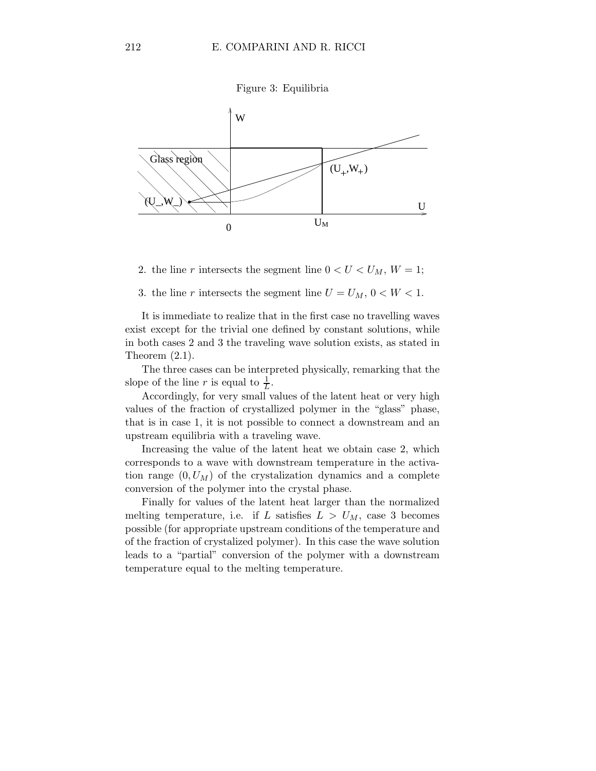Figure 3: Equilibria

2. the line $r$ intersects the segment line $0 < U < U_M$, $W = 1$;

3. the line $r$ intersects the segment line $U = U_M$, $0 < W < 1$.

It is immediate to realize that in the first case no travelling waves exist except for the trivial one defined by constant solutions, while in both cases 2 and 3 the traveling wave solution exists, as stated in Theorem (2.1).

The three cases can be interpreted physically, remarking that the slope of the line $r$ is equal to $\frac{1}{L}$.

Accordingly, for very small values of the latent heat or very high values of the fraction of crystallized polymer in the "glass" phase, that is in case 1, it is not possible to connect a downstream and an upstream equilibria with a traveling wave.

Increasing the value of the latent heat we obtain case 2, which corresponds to a wave with downstream temperature in the activation range $(0, U_M)$ of the crystalization dynamics and a complete conversion of the polymer into the crystal phase.

Finally for values of the latent heat larger than the normalized melting temperature, i.e. if $L$ satisfies $L > U_M$, case 3 becomes possible (for appropriate upstream conditions of the temperature and of the fraction of crystalized polymer). In this case the wave solution leads to a "partial" conversion of the polymer with a downstream temperature equal to the melting temperature.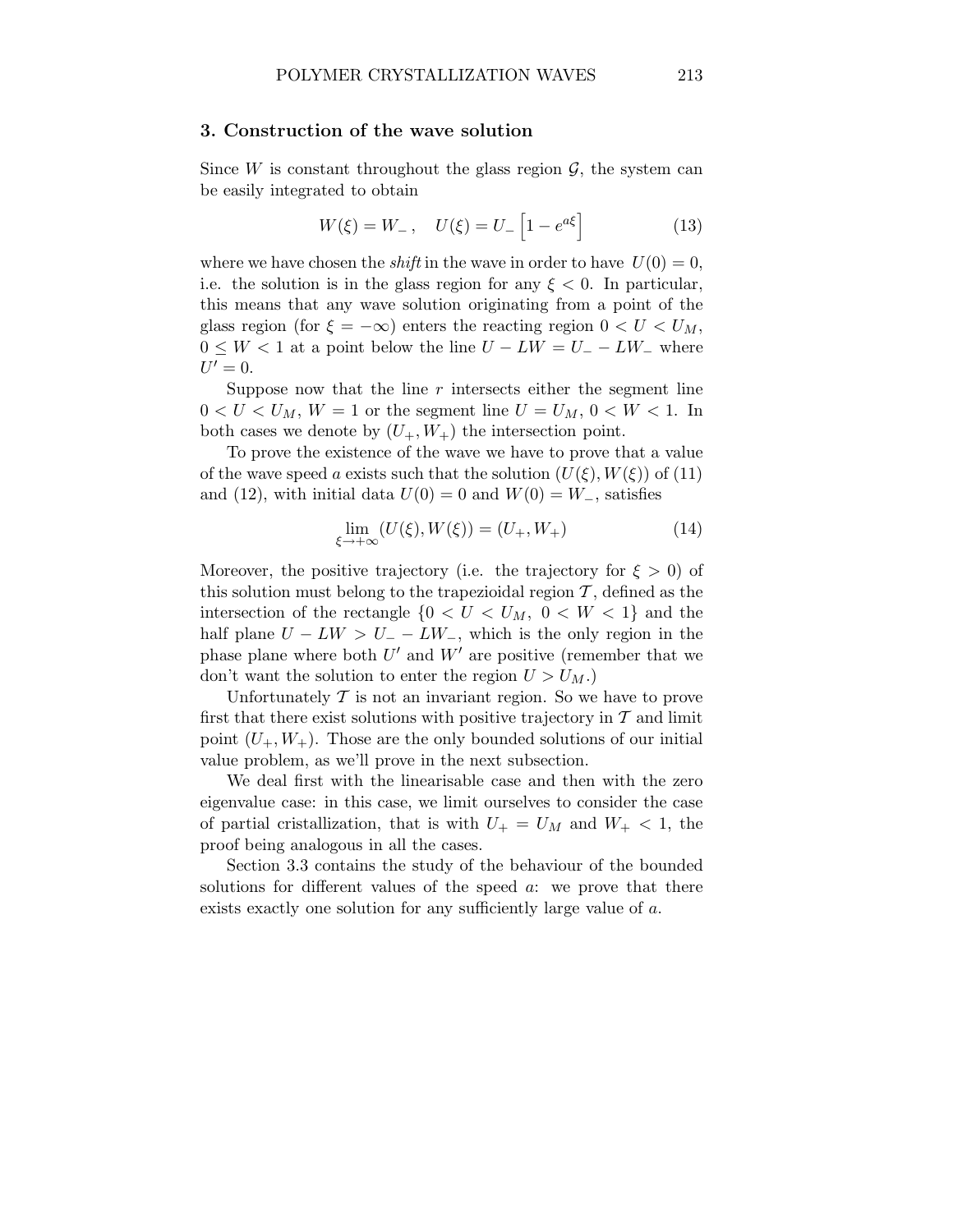## 3. Construction of the wave solution

Since $W$ is constant throughout the glass region $\mathcal{G}$, the system can be easily integrated to obtain

$$W(\xi) = W_-\,, \quad U(\xi) = U_-\left[1 - e^{a\xi}\right] \tag{13}$$

where we have chosen the *shift* in the wave in order to have $U(0) = 0$, i.e. the solution is in the glass region for any $\xi < 0$. In particular, this means that any wave solution originating from a point of the glass region (for $\xi = -\infty$) enters the reacting region $0 < U < U_M$, $0 \leq W < 1$ at a point below the line $U - LW = U_- - LW_-$ where $U' = 0$.

Suppose now that the line $r$ intersects either the segment line $0 < U < U_M$, $W = 1$ or the segment line $U = U_M$, $0 < W < 1$. In both cases we denote by $(U_+, W_+)$ the intersection point.

To prove the existence of the wave we have to prove that a value of the wave speed $a$ exists such that the solution $(U(\xi), W(\xi))$ of (11) and (12), with initial data $U(0) = 0$ and $W(0) = W_-$, satisfies

$$\lim_{\xi \to +\infty} (U(\xi), W(\xi)) = (U_+, W_+) \tag{14}$$

Moreover, the positive trajectory (i.e. the trajectory for $\xi > 0$) of this solution must belong to the trapezioidal region $\mathcal{T}$, defined as the intersection of the rectangle $\{0 < U < U_M,\ 0 < W < 1\}$ and the half plane $U - LW > U_- - LW_-$, which is the only region in the phase plane where both $U'$ and $W'$ are positive (remember that we don't want the solution to enter the region $U > U_M$.)

Unfortunately $\mathcal{T}$ is not an invariant region. So we have to prove first that there exist solutions with positive trajectory in $\mathcal{T}$ and limit point $(U_+, W_+)$. Those are the only bounded solutions of our initial value problem, as we'll prove in the next subsection.

We deal first with the linearisable case and then with the zero eigenvalue case: in this case, we limit ourselves to consider the case of partial cristallization, that is with $U_+ = U_M$ and $W_+ < 1$, the proof being analogous in all the cases.

Section 3.3 contains the study of the behaviour of the bounded solutions for different values of the speed $a$: we prove that there exists exactly one solution for any sufficiently large value of $a$.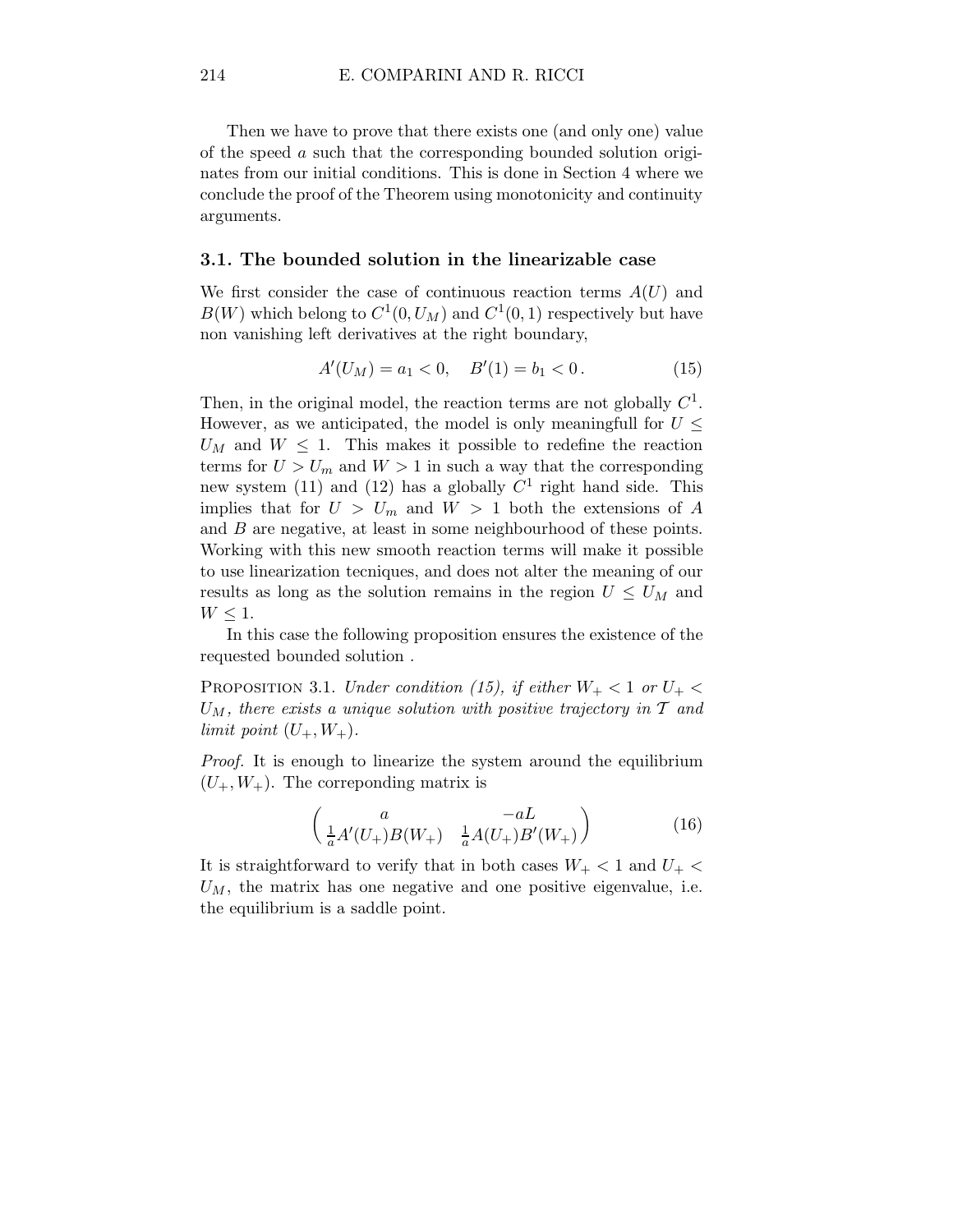Then we have to prove that there exists one (and only one) value of the speed $a$ such that the corresponding bounded solution originates from our initial conditions. This is done in Section 4 where we conclude the proof of the Theorem using monotonicity and continuity arguments.

### 3.1. The bounded solution in the linearizable case

We first consider the case of continuous reaction terms $A(U)$ and $B(W)$ which belong to $C^1(0, U_M)$ and $C^1(0,1)$ respectively but have non vanishing left derivatives at the right boundary,

$$A'(U_M) = a_1 < 0, \quad B'(1) = b_1 < 0 \,. \tag{15}$$

Then, in the original model, the reaction terms are not globally $C^1$. However, as we anticipated, the model is only meaningfull for $U \leq U_M$ and $W \leq 1$. This makes it possible to redefine the reaction terms for $U > U_m$ and $W > 1$ in such a way that the corresponding new system (11) and (12) has a globally $C^1$ right hand side. This implies that for $U > U_m$ and $W > 1$ both the extensions of $A$ and $B$ are negative, at least in some neighbourhood of these points. Working with this new smooth reaction terms will make it possible to use linearization tecniques, and does not alter the meaning of our results as long as the solution remains in the region $U \leq U_M$ and $W \leq 1$.

In this case the following proposition ensures the existence of the requested bounded solution .

Proposition 3.1. *Under condition (15), if either $W_+ < 1$ or $U_+ < U_M$, there exists a unique solution with positive trajectory in $\mathcal{T}$ and limit point $(U_+, W_+)$.*

*Proof.* It is enough to linearize the system around the equilibrium $(U_+, W_+)$. The correponding matrix is

$$\begin{pmatrix} a & -aL \\ \frac{1}{a}A'(U_+)B(W_+) & \frac{1}{a}A(U_+)B'(W_+) \end{pmatrix} \tag{16}$$

It is straightforward to verify that in both cases $W_+ < 1$ and $U_+ < U_M$, the matrix has one negative and one positive eigenvalue, i.e. the equilibrium is a saddle point.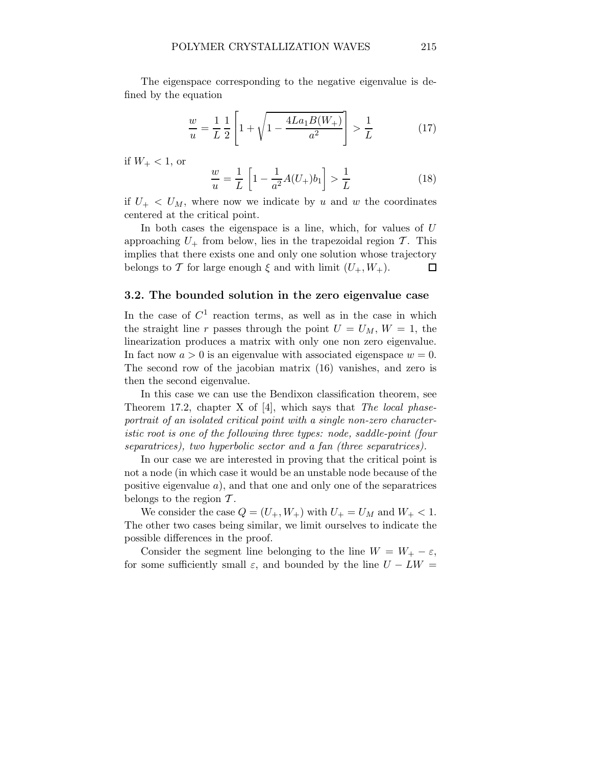The eigenspace corresponding to the negative eigenvalue is defined by the equation

$$\frac{w}{u} = \frac{1}{L}\,\frac{1}{2}\left[1 + \sqrt{1 - \frac{4La_1B(W_+)}{a^2}}\right] > \frac{1}{L} \tag{17}$$

if $W_+ < 1$, or

$$\frac{w}{u} = \frac{1}{L}\left[1 - \frac{1}{a^2}A(U_+)b_1\right] > \frac{1}{L} \tag{18}$$

if $U_+ < U_M$, where now we indicate by $u$ and $w$ the coordinates centered at the critical point.

In both cases the eigenspace is a line, which, for values of $U$ approaching $U_+$ from below, lies in the trapezoidal region $\mathcal{T}$. This implies that there exists one and only one solution whose trajectory belongs to $\mathcal{T}$ for large enough $\xi$ and with limit $(U_+, W_+)$. $\square$

### 3.2. The bounded solution in the zero eigenvalue case

In the case of $C^1$ reaction terms, as well as in the case in which the straight line $r$ passes through the point $U = U_M$, $W = 1$, the linearization produces a matrix with only one non zero eigenvalue. In fact now $a > 0$ is an eigenvalue with associated eigenspace $w = 0$. The second row of the jacobian matrix (16) vanishes, and zero is then the second eigenvalue.

In this case we can use the Bendixon classification theorem, see Theorem 17.2, chapter X of [4], which says that *The local phase-portrait of an isolated critical point with a single non-zero characteristic root is one of the following three types: node, saddle-point (four separatrices), two hyperbolic sector and a fan (three separatrices).*

In our case we are interested in proving that the critical point is not a node (in which case it would be an unstable node because of the positive eigenvalue $a$), and that one and only one of the separatrices belongs to the region $\mathcal{T}$.

We consider the case $Q = (U_+, W_+)$ with $U_+ = U_M$ and $W_+ < 1$. The other two cases being similar, we limit ourselves to indicate the possible differences in the proof.

Consider the segment line belonging to the line $W = W_+ - \varepsilon$, for some sufficiently small $\varepsilon$, and bounded by the line $U - LW =$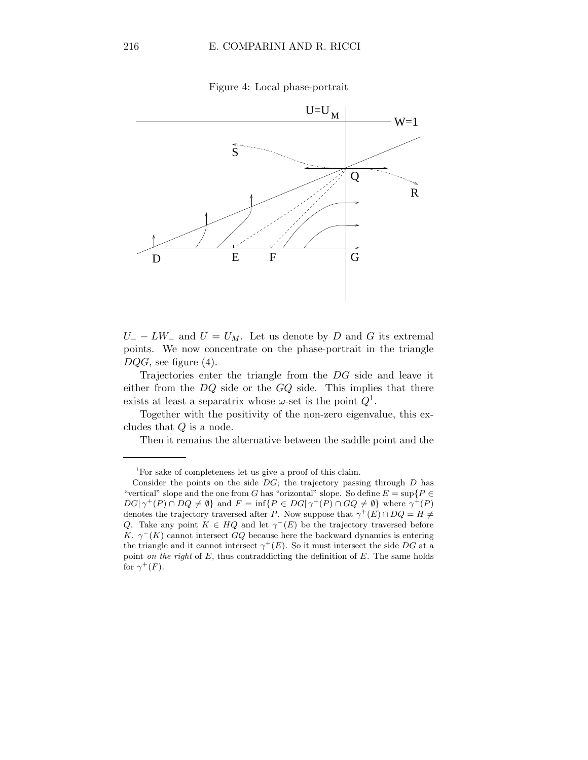Figure 4: Local phase-portrait

$U_- - LW_-$ and $U = U_M$. Let us denote by $D$ and $G$ its extremal points. We now concentrate on the phase-portrait in the triangle $DQG$, see figure (4).

Trajectories enter the triangle from the $DG$ side and leave it either from the $DQ$ side or the $GQ$ side. This implies that there exists at least a separatrix whose $\omega$-set is the point $Q$[1].

Together with the positivity of the non-zero eigenvalue, this excludes that $Q$ is a node.

Then it remains the alternative between the saddle point and the

---

[1] For sake of completeness let us give a proof of this claim.

Consider the points on the side $DG$; the trajectory passing through $D$ has "vertical" slope and the one from $G$ has "orizontal" slope. So define $E = \sup\{P \in DG | \gamma^+(P) \cap DQ \neq \emptyset\}$ and $F = \inf\{P \in DG | \gamma^+(P) \cap GQ \neq \emptyset\}$ where $\gamma^+(P)$ denotes the trajectory traversed after $P$. Now suppose that $\gamma^+(E) \cap DQ = H \neq Q$. Take any point $K \in HQ$ and let $\gamma^-(E)$ be the trajectory traversed before $K$. $\gamma^-(K)$ cannot intersect $GQ$ because here the backward dynamics is entering the triangle and it cannot intersect $\gamma^+(E)$. So it must intersect the side $DG$ at a point *on the right* of $E$, thus contraddicting the definition of $E$. The same holds for $\gamma^+(F)$.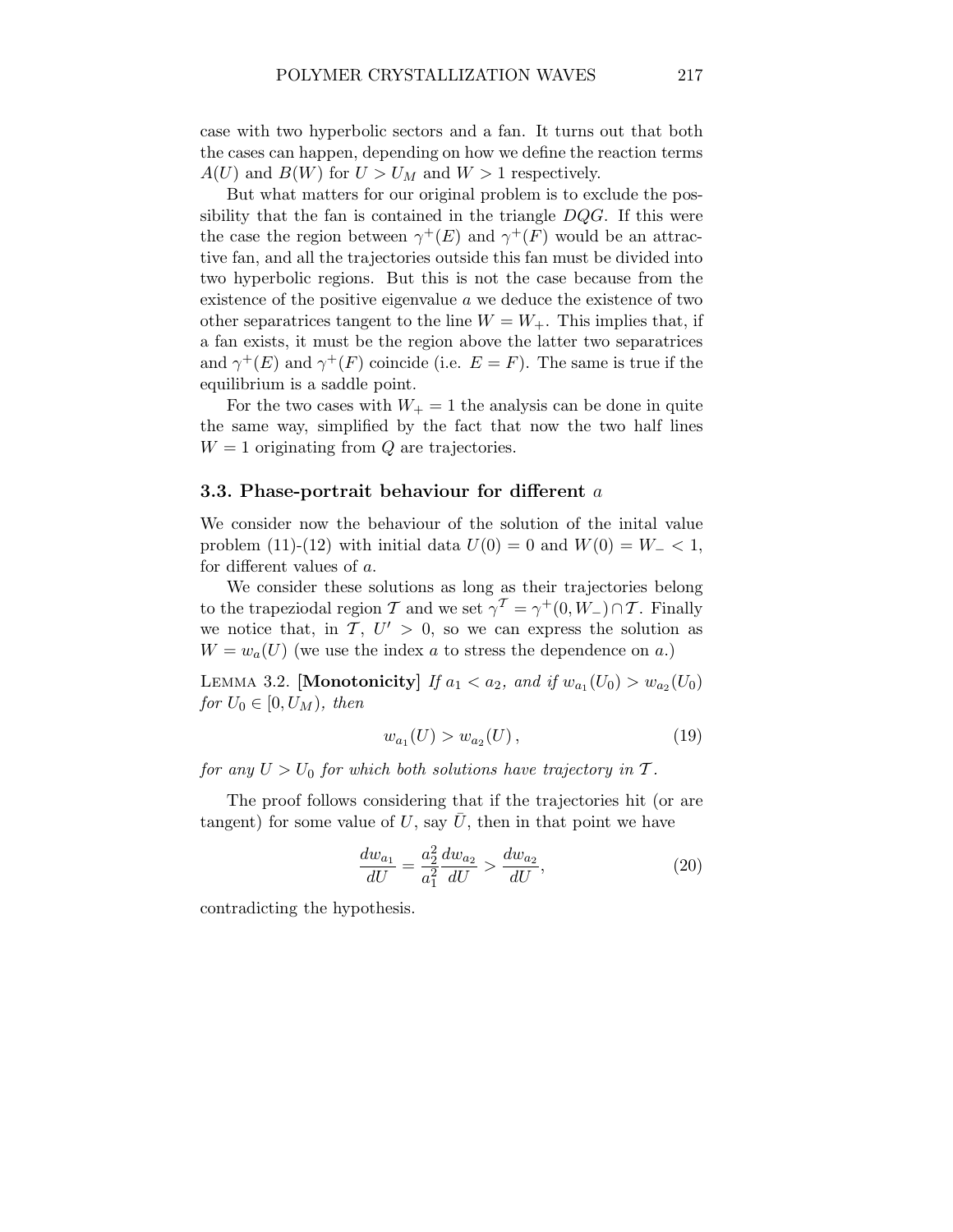case with two hyperbolic sectors and a fan. It turns out that both the cases can happen, depending on how we define the reaction terms $A(U)$ and $B(W)$ for $U > U_M$ and $W > 1$ respectively.

But what matters for our original problem is to exclude the possibility that the fan is contained in the triangle $DQG$. If this were the case the region between $\gamma^+(E)$ and $\gamma^+(F)$ would be an attractive fan, and all the trajectories outside this fan must be divided into two hyperbolic regions. But this is not the case because from the existence of the positive eigenvalue $a$ we deduce the existence of two other separatrices tangent to the line $W = W_+$. This implies that, if a fan exists, it must be the region above the latter two separatrices and $\gamma^+(E)$ and $\gamma^+(F)$ coincide (i.e. $E = F$). The same is true if the equilibrium is a saddle point.

For the two cases with $W_+ = 1$ the analysis can be done in quite the same way, simplified by the fact that now the two half lines $W = 1$ originating from $Q$ are trajectories.

### 3.3. Phase-portrait behaviour for different $a$

We consider now the behaviour of the solution of the inital value problem (11)-(12) with initial data $U(0) = 0$ and $W(0) = W_- < 1$, for different values of $a$.

We consider these solutions as long as their trajectories belong to the trapeziodal region $\mathcal{T}$ and we set $\gamma^{\mathcal{T}} = \gamma^+(0, W_-) \cap \mathcal{T}$. Finally we notice that, in $\mathcal{T}$, $U' > 0$, so we can express the solution as $W = w_a(U)$ (we use the index $a$ to stress the dependence on $a$.)

Lemma 3.2. **[Monotonicity]** *If $a_1 < a_2$, and if $w_{a_1}(U_0) > w_{a_2}(U_0)$ for $U_0 \in [0, U_M)$, then*

$$w_{a_1}(U) > w_{a_2}(U)\,, \tag{19}$$

*for any $U > U_0$ for which both solutions have trajectory in $\mathcal{T}$.*

The proof follows considering that if the trajectories hit (or are tangent) for some value of $U$, say $\bar{U}$, then in that point we have

$$\frac{dw_{a_1}}{dU} = \frac{a_2^2}{a_1^2}\frac{dw_{a_2}}{dU} > \frac{dw_{a_2}}{dU}, \tag{20}$$

contradicting the hypothesis.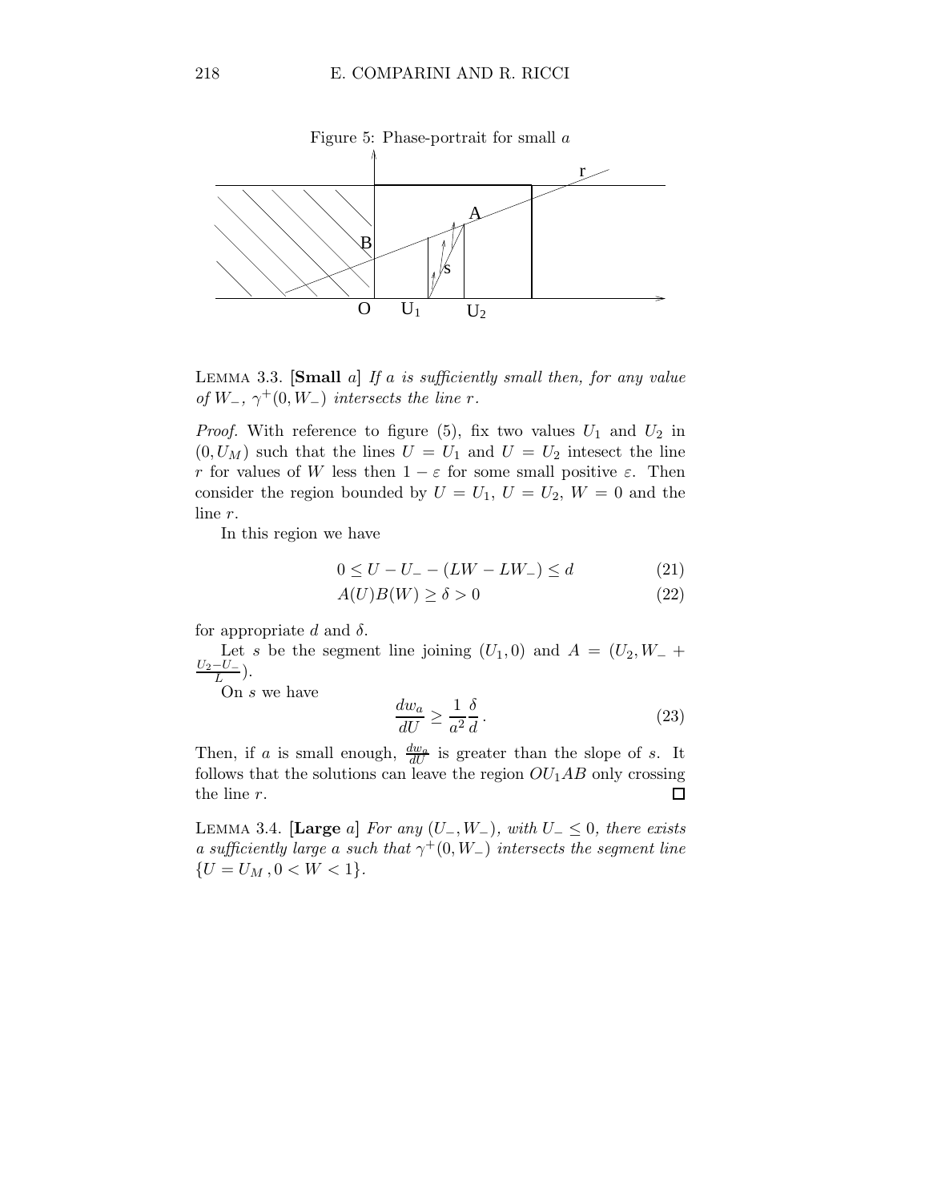Figure 5: Phase-portrait for small $a$

LEMMA 3.3. [**Small** $a$] *If $a$ is sufficiently small then, for any value of $W_-$, $\gamma^+(0, W_-)$ intersects the line $r$.*

*Proof.* With reference to figure (5), fix two values $U_1$ and $U_2$ in $(0, U_M)$ such that the lines $U = U_1$ and $U = U_2$ intesect the line $r$ for values of $W$ less then $1 - \varepsilon$ for some small positive $\varepsilon$. Then consider the region bounded by $U = U_1$, $U = U_2$, $W = 0$ and the line $r$.

In this region we have

$$0 \le U - U_- - (LW - LW_-) \le d \tag{21}$$

$$A(U)B(W) \ge \delta > 0 \tag{22}$$

for appropriate $d$ and $\delta$.

Let $s$ be the segment line joining $(U_1, 0)$ and $A = (U_2, W_- + \frac{U_2 - U_-}{L})$.

On $s$ we have

$$\frac{dw_a}{dU} \ge \frac{1}{a^2}\frac{\delta}{d}. \tag{23}$$

Then, if $a$ is small enough, $\frac{dw_a}{dU}$ is greater than the slope of $s$. It follows that the solutions can leave the region $OU_1AB$ only crossing the line $r$. □

LEMMA 3.4. [**Large** $a$] *For any $(U_-, W_-)$, with $U_- \le 0$, there exists a sufficiently large $a$ such that $\gamma^+(0, W_-)$ intersects the segment line $\{U = U_M, 0 < W < 1\}$.*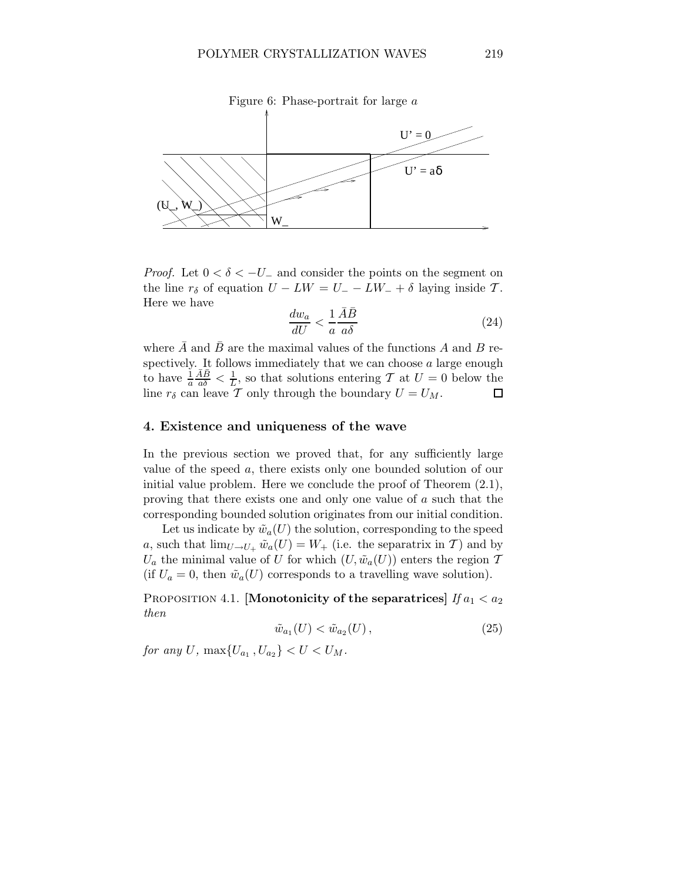Figure 6: Phase-portrait for large $a$

*Proof.* Let $0 < \delta < -U_-$ and consider the points on the segment on the line $r_\delta$ of equation $U - LW = U_- - LW_- + \delta$ laying inside $\mathcal{T}$. Here we have

$$\frac{dw_a}{dU} < \frac{1}{a}\frac{\bar{A}\bar{B}}{a\delta} \tag{24}$$

where $\bar{A}$ and $\bar{B}$ are the maximal values of the functions $A$ and $B$ respectively. It follows immediately that we can choose $a$ large enough to have $\frac{1}{a}\frac{\bar{A}\bar{B}}{a\delta} < \frac{1}{L}$, so that solutions entering $\mathcal{T}$ at $U = 0$ below the line $r_\delta$ can leave $\mathcal{T}$ only through the boundary $U = U_M$. $\square$

## 4. Existence and uniqueness of the wave

In the previous section we proved that, for any sufficiently large value of the speed $a$, there exists only one bounded solution of our initial value problem. Here we conclude the proof of Theorem (2.1), proving that there exists one and only one value of $a$ such that the corresponding bounded solution originates from our initial condition.

Let us indicate by $\tilde{w}_a(U)$ the solution, corresponding to the speed $a$, such that $\lim_{U \to U_+} \tilde{w}_a(U) = W_+$ (i.e. the separatrix in $\mathcal{T}$) and by $U_a$ the minimal value of $U$ for which $(U, \tilde{w}_a(U))$ enters the region $\mathcal{T}$ (if $U_a = 0$, then $\tilde{w}_a(U)$ corresponds to a travelling wave solution).

Proposition 4.1. **[Monotonicity of the separatrices]** *If* $a_1 < a_2$ *then*

$$\tilde{w}_{a_1}(U) < \tilde{w}_{a_2}(U)\,, \tag{25}$$

*for any* $U$, $\max\{U_{a_1}, U_{a_2}\} < U < U_M$.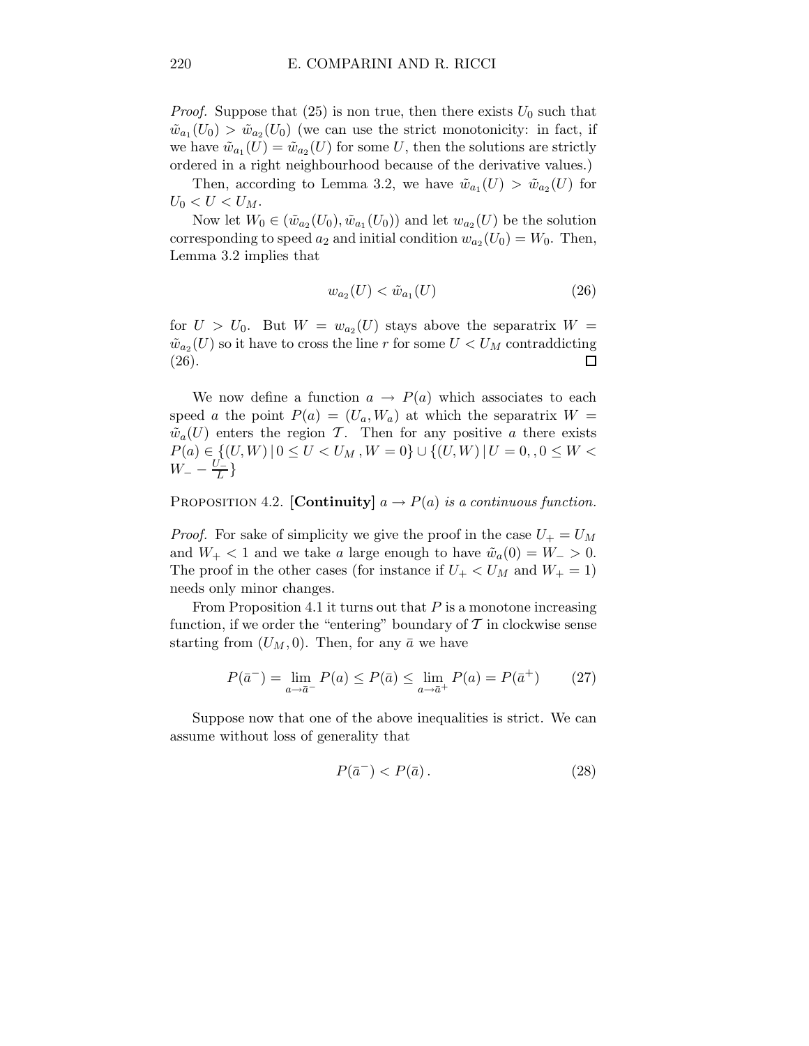*Proof.* Suppose that (25) is non true, then there exists $U_0$ such that $\tilde{w}_{a_1}(U_0) > \tilde{w}_{a_2}(U_0)$ (we can use the strict monotonicity: in fact, if we have $\tilde{w}_{a_1}(U) = \tilde{w}_{a_2}(U)$ for some $U$, then the solutions are strictly ordered in a right neighbourhood because of the derivative values.)

Then, according to Lemma 3.2, we have $\tilde{w}_{a_1}(U) > \tilde{w}_{a_2}(U)$ for $U_0 < U < U_M$.

Now let $W_0 \in (\tilde{w}_{a_2}(U_0), \tilde{w}_{a_1}(U_0))$ and let $w_{a_2}(U)$ be the solution corresponding to speed $a_2$ and initial condition $w_{a_2}(U_0) = W_0$. Then, Lemma 3.2 implies that

$$w_{a_2}(U) < \tilde{w}_{a_1}(U) \tag{26}$$

for $U > U_0$. But $W = w_{a_2}(U)$ stays above the separatrix $W = \tilde{w}_{a_2}(U)$ so it have to cross the line $r$ for some $U < U_M$ contraddicting (26). □

We now define a function $a \to P(a)$ which associates to each speed $a$ the point $P(a) = (U_a, W_a)$ at which the separatrix $W = \tilde{w}_a(U)$ enters the region $\mathcal{T}$. Then for any positive $a$ there exists $P(a) \in \{(U,W) \,|\, 0 \leq U < U_M \,, W = 0\} \cup \{(U,W) \,|\, U = 0, , 0 \leq W < W_- - \frac{U_-}{L}\}$

PROPOSITION 4.2. **[Continuity]** *$a \to P(a)$ is a continuous function.*

*Proof.* For sake of simplicity we give the proof in the case $U_+ = U_M$ and $W_+ < 1$ and we take $a$ large enough to have $\tilde{w}_a(0) = W_- > 0$. The proof in the other cases (for instance if $U_+ < U_M$ and $W_+ = 1$) needs only minor changes.

From Proposition 4.1 it turns out that $P$ is a monotone increasing function, if we order the "entering" boundary of $\mathcal{T}$ in clockwise sense starting from $(U_M, 0)$. Then, for any $\bar{a}$ we have

$$P(\bar{a}^-) = \lim_{a \to \bar{a}^-} P(a) \leq P(\bar{a}) \leq \lim_{a \to \bar{a}^+} P(a) = P(\bar{a}^+) \tag{27}$$

Suppose now that one of the above inequalities is strict. We can assume without loss of generality that

$$P(\bar{a}^-) < P(\bar{a})\,. \tag{28}$$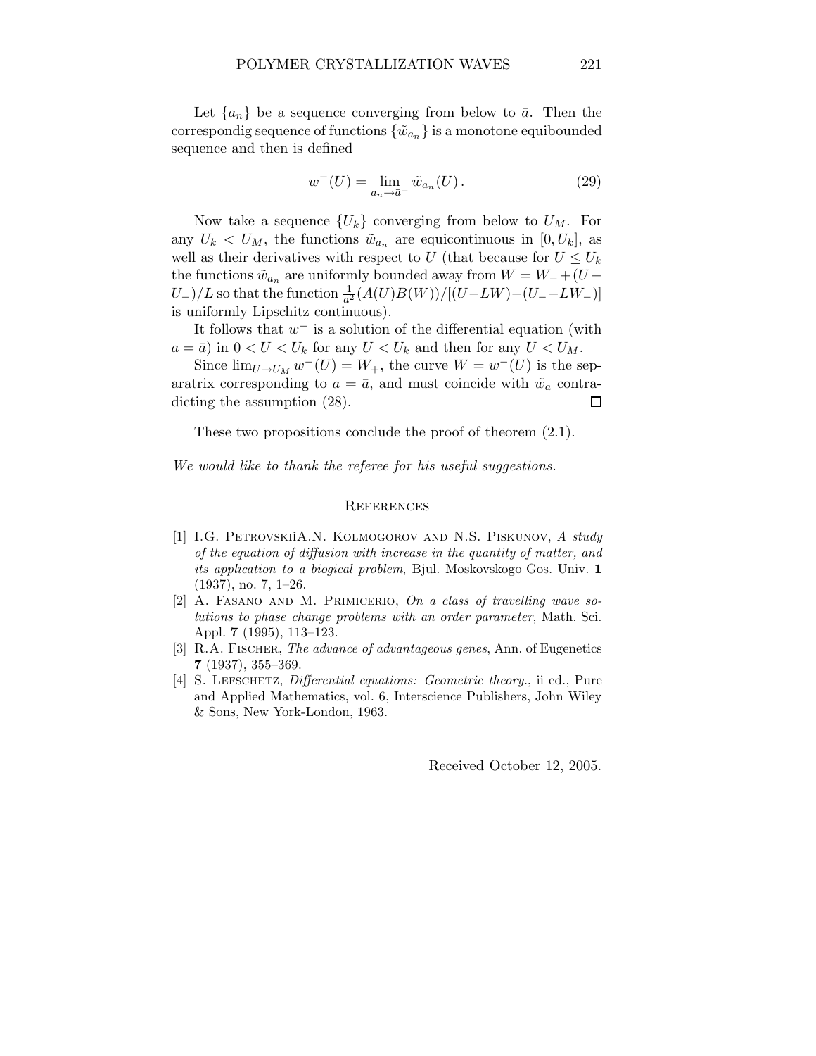Let $\{a_n\}$ be a sequence converging from below to $\bar{a}$. Then the correspondig sequence of functions $\{\tilde{w}_{a_n}\}$ is a monotone equibounded sequence and then is defined

$$w^-(U) = \lim_{a_n \to \bar{a}^-} \tilde{w}_{a_n}(U)\,. \tag{29}$$

Now take a sequence $\{U_k\}$ converging from below to $U_M$. For any $U_k < U_M$, the functions $\tilde{w}_{a_n}$ are equicontinuous in $[0, U_k]$, as well as their derivatives with respect to $U$ (that because for $U \leq U_k$ the functions $\tilde{w}_{a_n}$ are uniformly bounded away from $W = W_- + (U - U_-)/L$ so that the function $\frac{1}{a^2}(A(U)B(W))/[(U - LW) - (U_- - LW_-)]$ is uniformly Lipschitz continuous).

It follows that $w^-$ is a solution of the differential equation (with $a = \bar{a}$) in $0 < U < U_k$ for any $U < U_k$ and then for any $U < U_M$.

Since $\lim_{U \to U_M} w^-(U) = W_+$, the curve $W = w^-(U)$ is the separatrix corresponding to $a = \bar{a}$, and must coincide with $\tilde{w}_{\bar{a}}$ contradicting the assumption (28). □

These two propositions conclude the proof of theorem (2.1).

*We would like to thank the referee for his useful suggestions.*

## References

[1] I.G. Petrovskiĭ A.N. Kolmogorov and N.S. Piskunov, *A study of the equation of diffusion with increase in the quantity of matter, and its application to a biogical problem*, Bjul. Moskovskogo Gos. Univ. **1** (1937), no. 7, 1–26.

[2] A. Fasano and M. Primicerio, *On a class of travelling wave solutions to phase change problems with an order parameter*, Math. Sci. Appl. **7** (1995), 113–123.

[3] R.A. Fischer, *The advance of advantageous genes*, Ann. of Eugenetics **7** (1937), 355–369.

[4] S. Lefschetz, *Differential equations: Geometric theory.*, ii ed., Pure and Applied Mathematics, vol. 6, Interscience Publishers, John Wiley & Sons, New York-London, 1963.

Received October 12, 2005.